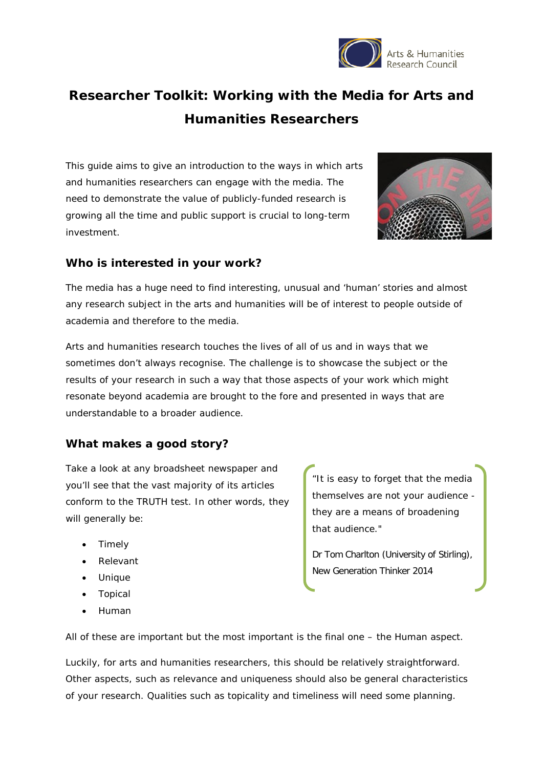# Researcher Toolkit: Working with the Media for Arts and Humanities Researchers

This guide aims to give an introduction to the ways in which arts and humanities researchers can engage with the media. The need to demonstrate the value of publicly-funded research is growing all the time and public support is crucial to long-term investment.

## Who is interested in your work?

The media has a huge need to find interesting, unusual and 'human' stories and almost any research subject in the arts and humanities will be of interest to people outside of academia and therefore to the media.

Arts and humanities research touches the lives of all of us and in ways that we sometimes don't always recognise. The challenge is to showcase the subject or the results of your research in such a way that those aspects of your work which might resonate beyond academia are brought to the fore and presented in ways that are understandable to a broader audience.

## What makes a good story?

Take a look at any broadsheet newspaper and you'll see that the vast majority of its articles conform to the TRUTH test. In other words, they will generally be:

- Timely
- Relevant
- Unique
- Topical
- Human

> "It is easy to forget that the media themselves are not your audience - they are a means of broadening that audience."
>
> Dr Tom Charlton (University of Stirling), New Generation Thinker 2014

All of these are important but the most important is the final one – the Human aspect.

Luckily, for arts and humanities researchers, this should be relatively straightforward. Other aspects, such as relevance and uniqueness should also be general characteristics of your research. Qualities such as topicality and timeliness will need some planning.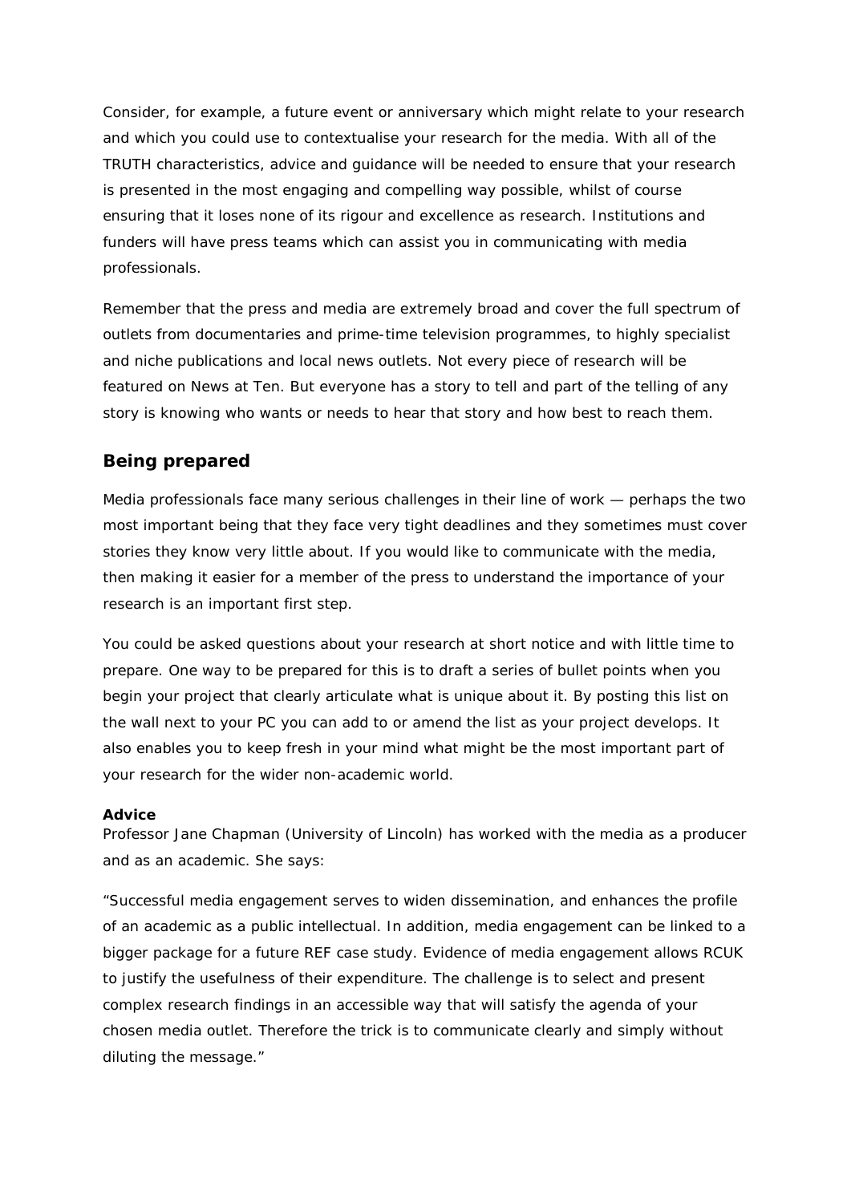Consider, for example, a future event or anniversary which might relate to your research and which you could use to contextualise your research for the media. With all of the TRUTH characteristics, advice and guidance will be needed to ensure that your research is presented in the most engaging and compelling way possible, whilst of course ensuring that it loses none of its rigour and excellence as research. Institutions and funders will have press teams which can assist you in communicating with media professionals.

Remember that the press and media are extremely broad and cover the full spectrum of outlets from documentaries and prime-time television programmes, to highly specialist and niche publications and local news outlets. Not every piece of research will be featured on News at Ten. But everyone has a story to tell and part of the telling of any story is knowing who wants or needs to hear that story and how best to reach them.

## Being prepared

Media professionals face many serious challenges in their line of work — perhaps the two most important being that they face very tight deadlines and they sometimes must cover stories they know very little about. If you would like to communicate with the media, then making it easier for a member of the press to understand the importance of your research is an important first step.

You could be asked questions about your research at short notice and with little time to prepare. One way to be prepared for this is to draft a series of bullet points when you begin your project that clearly articulate what is unique about it. By posting this list on the wall next to your PC you can add to or amend the list as your project develops. It also enables you to keep fresh in your mind what might be the most important part of your research for the wider non-academic world.

**Advice**
Professor Jane Chapman (University of Lincoln) has worked with the media as a producer and as an academic. She says:

"Successful media engagement serves to widen dissemination, and enhances the profile of an academic as a public intellectual. In addition, media engagement can be linked to a bigger package for a future REF case study. Evidence of media engagement allows RCUK to justify the usefulness of their expenditure. The challenge is to select and present complex research findings in an accessible way that will satisfy the agenda of your chosen media outlet. Therefore the trick is to communicate clearly and simply without diluting the message."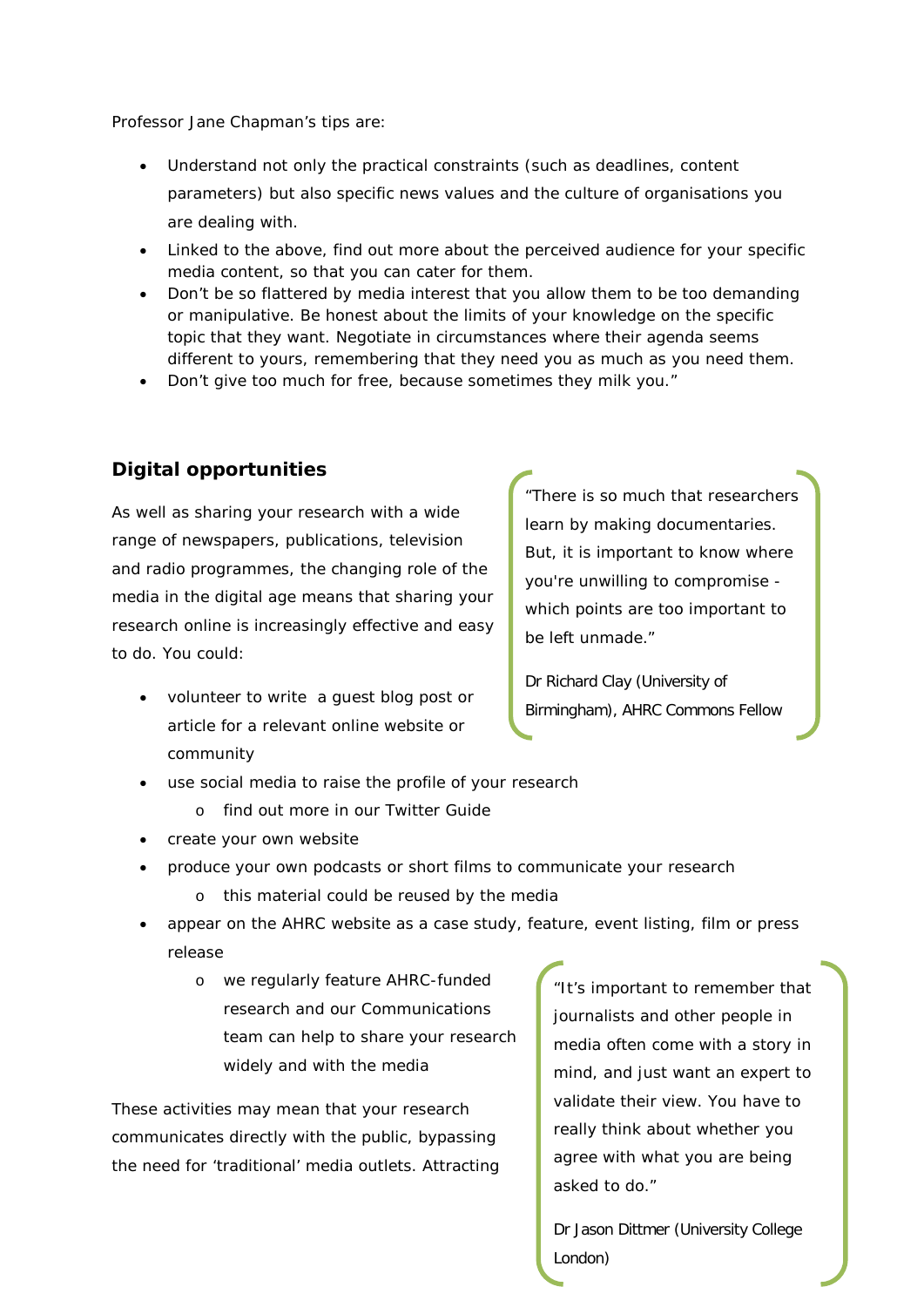Professor Jane Chapman's tips are:

- Understand not only the practical constraints (such as deadlines, content parameters) but also specific news values and the culture of organisations you are dealing with.
- Linked to the above, find out more about the perceived audience for your specific media content, so that you can cater for them.
- Don't be so flattered by media interest that you allow them to be too demanding or manipulative. Be honest about the limits of your knowledge on the specific topic that they want. Negotiate in circumstances where their agenda seems different to yours, remembering that they need you as much as you need them.
- Don't give too much for free, because sometimes they milk you."

## Digital opportunities

As well as sharing your research with a wide range of newspapers, publications, television and radio programmes, the changing role of the media in the digital age means that sharing your research online is increasingly effective and easy to do. You could:

- volunteer to write a guest blog post or article for a relevant online website or community
- use social media to raise the profile of your research
  - find out more in our Twitter Guide
- create your own website
- produce your own podcasts or short films to communicate your research
  - this material could be reused by the media
- appear on the AHRC website as a case study, feature, event listing, film or press release
  - we regularly feature AHRC-funded research and our Communications team can help to share your research widely and with the media

These activities may mean that your research communicates directly with the public, bypassing the need for 'traditional' media outlets. Attracting

> "There is so much that researchers learn by making documentaries. But, it is important to know where you're unwilling to compromise - which points are too important to be left unmade."
>
> Dr Richard Clay (University of Birmingham), AHRC Commons Fellow

> "It's important to remember that journalists and other people in media often come with a story in mind, and just want an expert to validate their view. You have to really think about whether you agree with what you are being asked to do."
>
> Dr Jason Dittmer (University College London)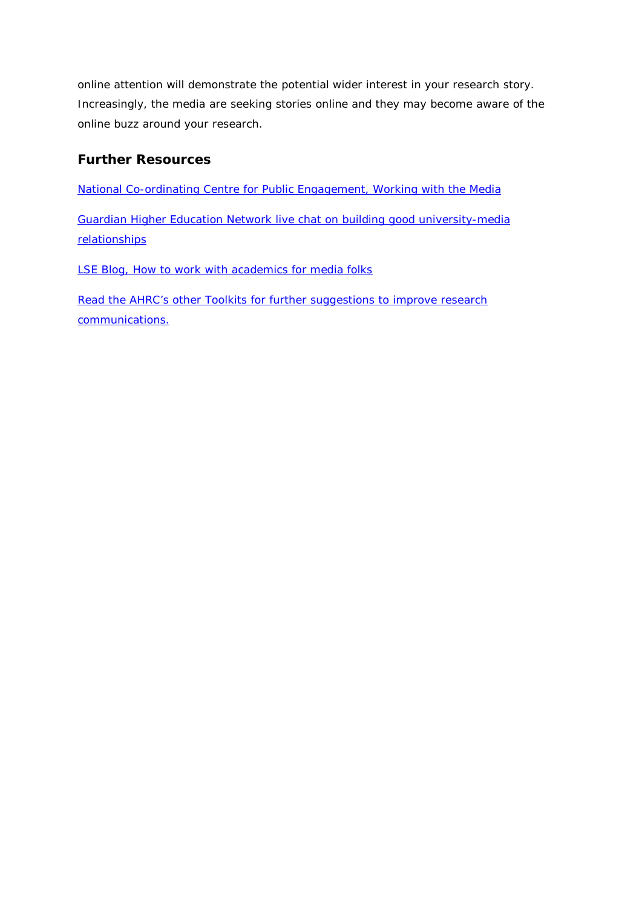online attention will demonstrate the potential wider interest in your research story. Increasingly, the media are seeking stories online and they may become aware of the online buzz around your research.

## Further Resources

National Co-ordinating Centre for Public Engagement, Working with the Media

Guardian Higher Education Network live chat on building good university-media relationships

LSE Blog, How to work with academics for media folks

Read the AHRC's other Toolkits for further suggestions to improve research communications.